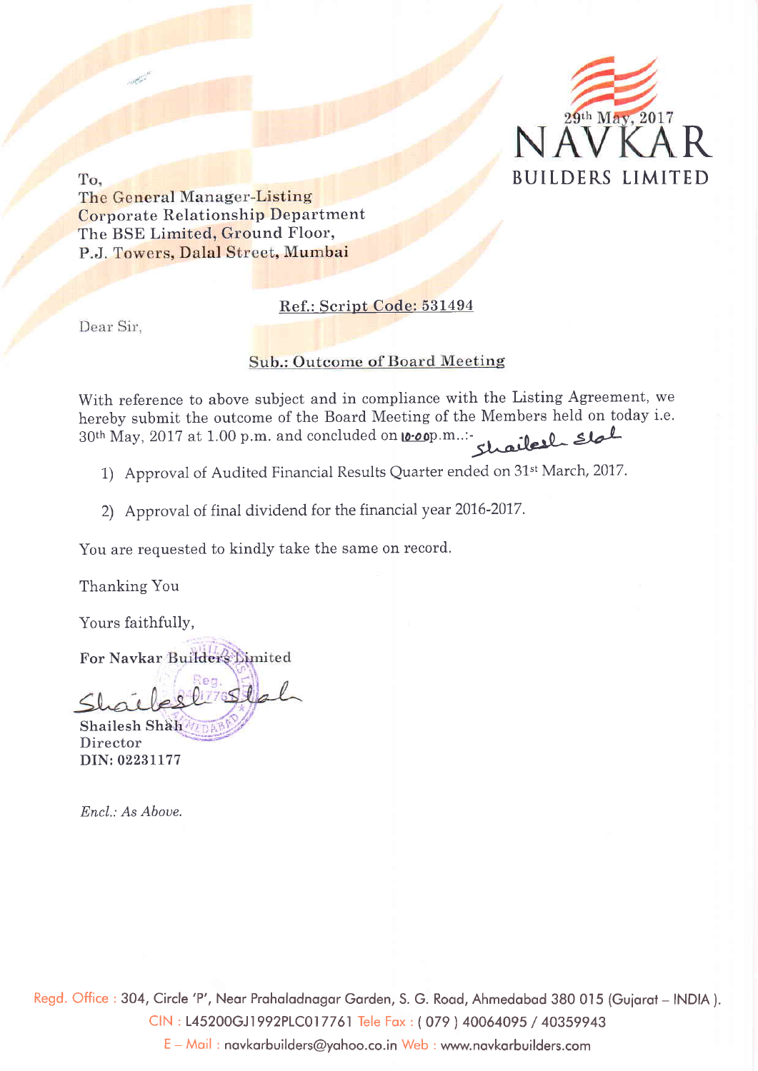29th May, 2017

NAVKAR BUILDERS LIMITED

To,
The General Manager-Listing
Corporate Relationship Department
The BSE Limited, Ground Floor,
P.J. Towers, Dalal Street, Mumbai

**Ref.: Script Code: 531494**

Dear Sir,

**Sub.: Outcome of Board Meeting**

With reference to above subject and in compliance with the Listing Agreement, we hereby submit the outcome of the Board Meeting of the Members held on today i.e. 30th May, 2017 at 1.00 p.m. and concluded on 10.00p.m..:-

1) Approval of Audited Financial Results Quarter ended on 31st March, 2017.

2) Approval of final dividend for the financial year 2016-2017.

You are requested to kindly take the same on record.

Thanking You

Yours faithfully,

**For Navkar Builders Limited**

Shailesh Shah
Director
DIN: 02231177

*Encl.: As Above.*

Regd. Office : 304, Circle 'P', Near Prahaladnagar Garden, S. G. Road, Ahmedabad 380 015 (Gujarat – INDIA ).
CIN : L45200GJ1992PLC017761 Tele Fax : ( 079 ) 40064095 / 40359943
E – Mail : navkarbuilders@yahoo.co.in Web : www.navkarbuilders.com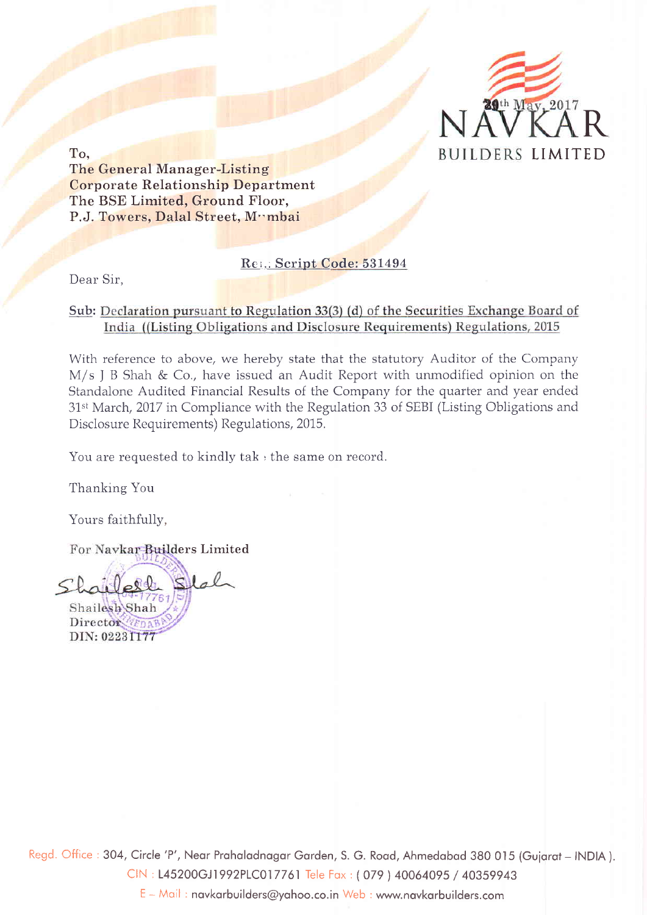29th May, 2017

NAVKAR
BUILDERS LIMITED

To,
The General Manager-Listing
Corporate Relationship Department
The BSE Limited, Ground Floor,
P.J. Towers, Dalal Street, Mumbai

Ref.: Script Code: 531494

Dear Sir,

Sub: Declaration pursuant to Regulation 33(3) (d) of the Securities Exchange Board of India ((Listing Obligations and Disclosure Requirements) Regulations, 2015

With reference to above, we hereby state that the statutory Auditor of the Company M/s J B Shah & Co., have issued an Audit Report with unmodified opinion on the Standalone Audited Financial Results of the Company for the quarter and year ended 31st March, 2017 in Compliance with the Regulation 33 of SEBI (Listing Obligations and Disclosure Requirements) Regulations, 2015.

You are requested to kindly take the same on record.

Thanking You

Yours faithfully,

For Navkar Builders Limited

Shailesh Shah
Director
DIN: 02231177

Regd. Office : 304, Circle 'P', Near Prahaladnagar Garden, S. G. Road, Ahmedabad 380 015 (Gujarat – INDIA ).
CIN : L45200GJ1992PLC017761 Tele Fax : ( 079 ) 40064095 / 40359943
E – Mail : navkarbuilders@yahoo.co.in Web : www.navkarbuilders.com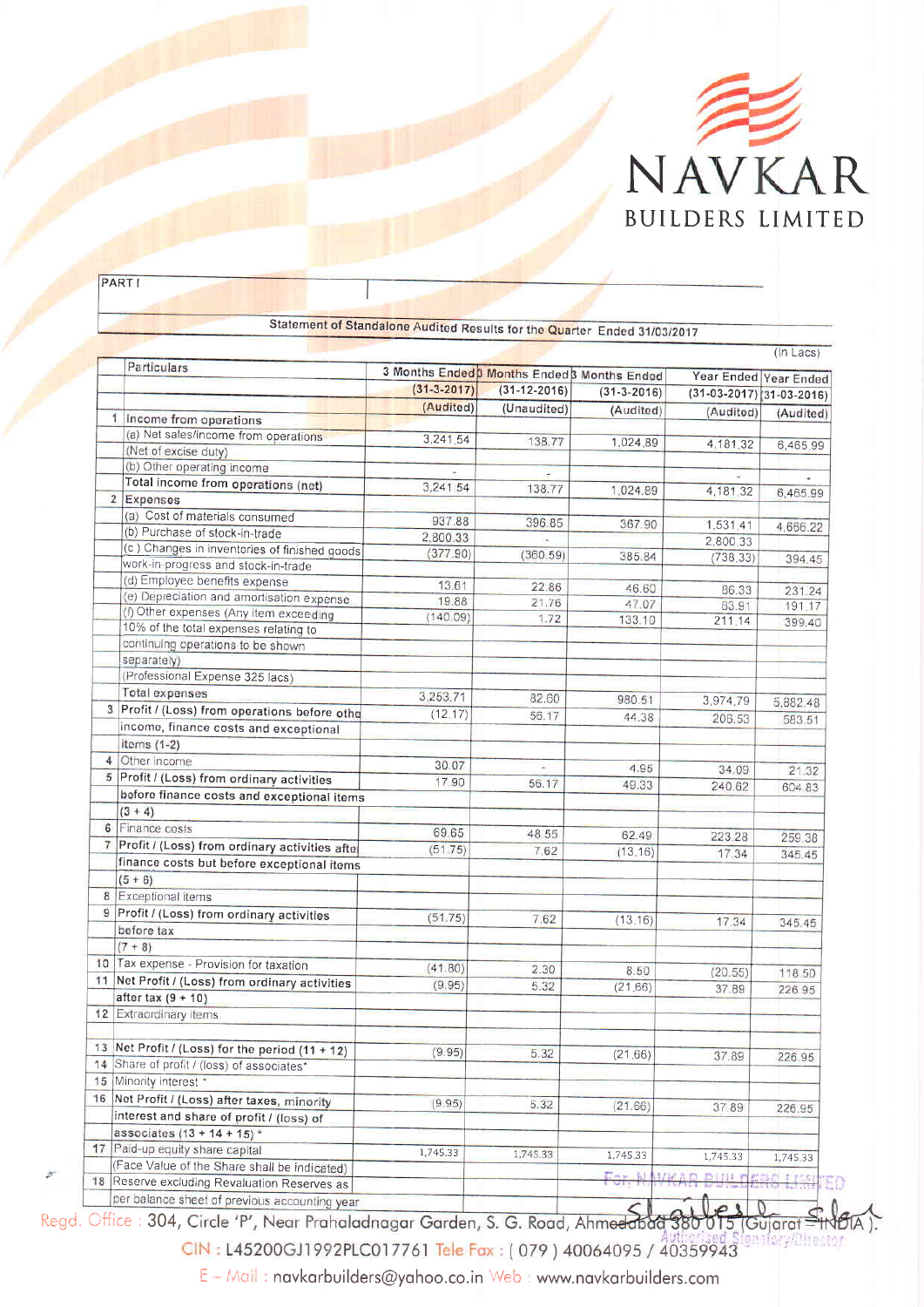# NAVKAR
## BUILDERS LIMITED

PART I

### Statement of Standalone Audited Results for the Quarter Ended 31/03/2017

(In Lacs)

| | Particulars | 3 Months Ended | 3 Months Ended | 3 Months Ended | Year Ended | Year Ended |
|---|---|---|---|---|---|---|
| | | (31-3-2017) | (31-12-2016) | (31-3-2016) | (31-03-2017) | (31-03-2016) |
| | | (Audited) | (Unaudited) | (Audited) | (Audited) | (Audited) |
| 1 | Income from operations | | | | | |
| | (a) Net sales/income from operations (Net of excise duty) | 3,241.54 | 138.77 | 1,024.89 | 4,181.32 | 6,465.99 |
| | (b) Other operating income | - | - | | - | - |
| | Total income from operations (net) | 3,241.54 | 138.77 | 1,024.89 | 4,181.32 | 6,465.99 |
| 2 | Expenses | | | | | |
| | (a) Cost of materials consumed | 937.88 | 396.85 | 367.90 | 1,531.41 | 4,666.22 |
| | (b) Purchase of stock-in-trade | 2,800.33 | - | | 2,800.33 | |
| | (c) Changes in inventories of finished goods work-in-progress and stock-in-trade | (377.90) | (360.59) | 385.84 | (738.33) | 394.45 |
| | (d) Employee benefits expense | 13.61 | 22.86 | 46.60 | 86.33 | 231.24 |
| | (e) Depreciation and amortisation expense | 19.88 | 21.76 | 47.07 | 83.91 | 191.17 |
| | (f) Other expenses (Any item exceeding 10% of the total expenses relating to continuing operations to be shown separately) (Professional Expense 325 lacs) | (140.09) | 1.72 | 133.10 | 211.14 | 399.40 |
| | Total expenses | 3,253.71 | 82.60 | 980.51 | 3,974.79 | 5,882.48 |
| 3 | Profit / (Loss) from operations before other income, finance costs and exceptional items (1-2) | (12.17) | 56.17 | 44.38 | 206.53 | 583.51 |
| 4 | Other income | 30.07 | - | 4.95 | 34.09 | 21.32 |
| 5 | Profit / (Loss) from ordinary activities before finance costs and exceptional items (3 + 4) | 17.90 | 56.17 | 49.33 | 240.62 | 604.83 |
| 6 | Finance costs | 69.65 | 48.55 | 62.49 | 223.28 | 259.38 |
| 7 | Profit / (Loss) from ordinary activities after finance costs but before exceptional items (5 + 6) | (51.75) | 7.62 | (13.16) | 17.34 | 345.45 |
| 8 | Exceptional items | | | | | |
| 9 | Profit / (Loss) from ordinary activities before tax (7 + 8) | (51.75) | 7.62 | (13.16) | 17.34 | 345.45 |
| 10 | Tax expense - Provision for taxation | (41.80) | 2.30 | 8.50 | (20.55) | 118.50 |
| 11 | Net Profit / (Loss) from ordinary activities after tax (9 + 10) | (9.95) | 5.32 | (21.66) | 37.89 | 226.95 |
| 12 | Extraordinary items | | | | | |
| 13 | Net Profit / (Loss) for the period (11 + 12) | (9.95) | 5.32 | (21.66) | 37.89 | 226.95 |
| 14 | Share of profit / (loss) of associates* | | | | | |
| 15 | Minority interest * | | | | | |
| 16 | Net Profit / (Loss) after taxes, minority interest and share of profit / (loss) of associates (13 + 14 + 15) * | (9.95) | 5.32 | (21.66) | 37.89 | 226.95 |
| 17 | Paid-up equity share capital (Face Value of the Share shall be indicated) | 1,745.33 | 1,745.33 | 1,745.33 | 1,745.33 | 1,745.33 |
| 18 | Reserve excluding Revaluation Reserves as per balance sheet of previous accounting year | | | | | |

For, NAVKAR BUILDERS LIMITED

Authorised Signatory/Director

Regd. Office : 304, Circle 'P', Near Prahaladnagar Garden, S. G. Road, Ahmedabad 380 015 (Gujarat - INDIA).

CIN : L45200GJ1992PLC017761 Tele Fax : ( 079 ) 40064095 / 40359943

E - Mail : navkarbuilders@yahoo.co.in Web : www.navkarbuilders.com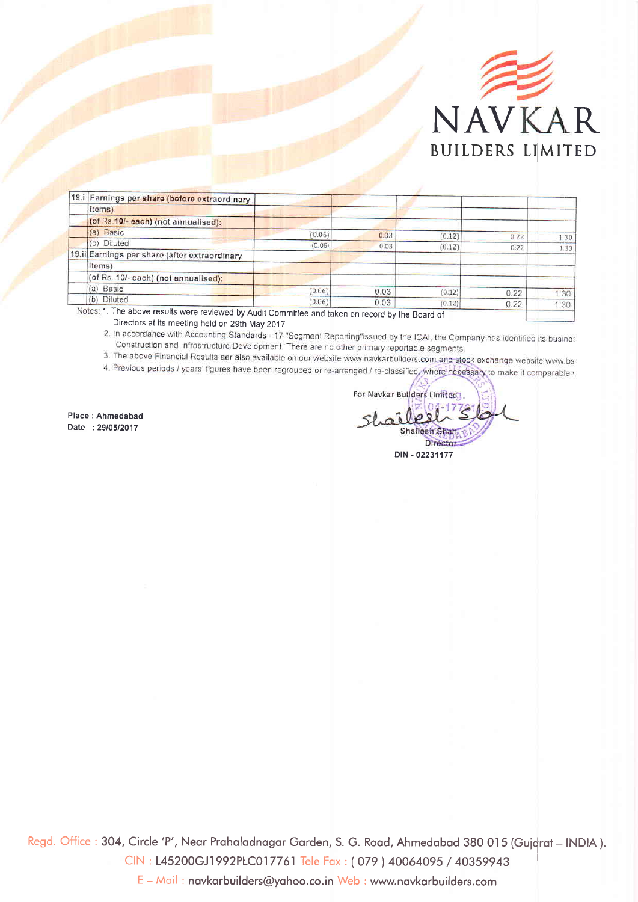# NAVKAR BUILDERS LIMITED

| 19.i | Earnings per share (before extraordinary items) | | | | | |
|---|---|---|---|---|---|---|
| | (of Rs.10/- each) (not annualised): | | | | | |
| | (a) Basic | (0.06) | 0.03 | (0.12) | 0.22 | 1.30 |
| | (b) Diluted | (0.06) | 0.03 | (0.12) | 0.22 | 1.30 |
| 19.ii | Earnings per share (after extraordinary items) | | | | | |
| | (of Rs. 10/- each) (not annualised): | | | | | |
| | (a) Basic | (0.06) | 0.03 | (0.12) | 0.22 | 1.30 |
| | (b) Diluted | (0.06) | 0.03 | (0.12) | 0.22 | 1.30 |

Notes: 1. The above results were reviewed by Audit Committee and taken on record by the Board of Directors at its meeting held on 29th May 2017

2. In accordance with Accounting Standards - 17 "Segment Reporting"issued by the ICAI, the Company has identified its busine: Construction and Infrastructure Development. There are no other primary reportable segments.

3. The above Financial Results aer also available on our website www.navkarbuilders.com and stock exchange website www.bs

4. Previous periods / years' figures have been regrouped or re-arranged / re-classified, where necessary to make it comparable \

Place : Ahmedabad

Date : 29/05/2017

For Navkar Builders Limited

Shailesh Shah

Director

DIN - 02231177

Regd. Office : 304, Circle 'P', Near Prahaladnagar Garden, S. G. Road, Ahmedabad 380 015 (Gujarat – INDIA ).

CIN : L45200GJ1992PLC017761 Tele Fax : ( 079 ) 40064095 / 40359943

E – Mail : navkarbuilders@yahoo.co.in Web : www.navkarbuilders.com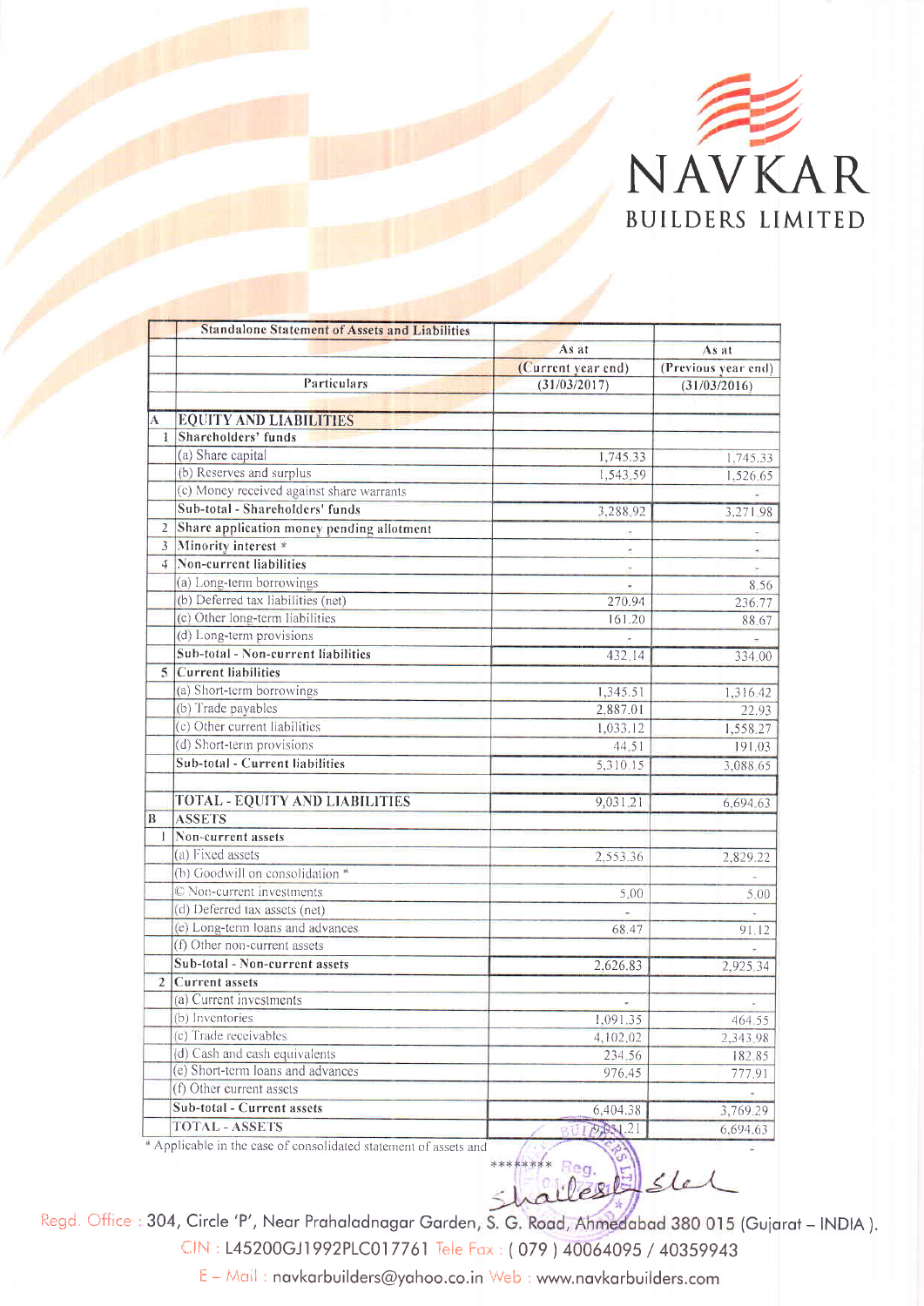# NAVKAR

BUILDERS LIMITED

| | Standalone Statement of Assets and Liabilities | As at (Current year end) (31/03/2017) | As at (Previous year end) (31/03/2016) |
|---|---|---|---|
| | Particulars | | |
| A | EQUITY AND LIABILITIES | | |
| 1 | Shareholders' funds | | |
| | (a) Share capital | 1,745.33 | 1,745.33 |
| | (b) Reserves and surplus | 1,543.59 | 1,526.65 |
| | (c) Money received against share warrants | | - |
| | Sub-total - Shareholders' funds | 3,288.92 | 3,271.98 |
| 2 | Share application money pending allotment | - | - |
| 3 | Minority interest * | - | - |
| 4 | Non-current liabilities | - | - |
| | (a) Long-term borrowings | - | 8.56 |
| | (b) Deferred tax liabilities (net) | 270.94 | 236.77 |
| | (c) Other long-term liabilities | 161.20 | 88.67 |
| | (d) Long-term provisions | - | - |
| | Sub-total - Non-current liabilities | 432.14 | 334.00 |
| 5 | Current liabilities | | |
| | (a) Short-term borrowings | 1,345.51 | 1,316.42 |
| | (b) Trade payables | 2,887.01 | 22.93 |
| | (c) Other current liabilities | 1,033.12 | 1,558.27 |
| | (d) Short-term provisions | 44.51 | 191.03 |
| | Sub-total - Current liabilities | 5,310.15 | 3,088.65 |
| | TOTAL - EQUITY AND LIABILITIES | 9,031.21 | 6,694.63 |
| B | ASSETS | | |
| 1 | Non-current assets | | |
| | (a) Fixed assets | 2,553.36 | 2,829.22 |
| | (b) Goodwill on consolidation * | | - |
| | © Non-current investments | 5.00 | 5.00 |
| | (d) Deferred tax assets (net) | - | - |
| | (e) Long-term loans and advances | 68.47 | 91.12 |
| | (f) Other non-current assets | | - |
| | Sub-total - Non-current assets | 2,626.83 | 2,925.34 |
| 2 | Current assets | | |
| | (a) Current investments | - | - |
| | (b) Inventories | 1,091.35 | 464.55 |
| | (c) Trade receivables | 4,102.02 | 2,343.98 |
| | (d) Cash and cash equivalents | 234.56 | 182.85 |
| | (e) Short-term loans and advances | 976.45 | 777.91 |
| | (f) Other current assets | | - |
| | Sub-total - Current assets | 6,404.38 | 3,769.29 |
| | TOTAL - ASSETS | 9,031.21 | 6,694.63 |

* Applicable in the case of consolidated statement of assets and

Regd. Office : 304, Circle 'P', Near Prahaladnagar Garden, S. G. Road, Ahmedabad 380 015 (Gujarat – INDIA).
CIN : L45200GJ1992PLC017761 Tele Fax : ( 079 ) 40064095 / 40359943
E – Mail : navkarbuilders@yahoo.co.in Web : www.navkarbuilders.com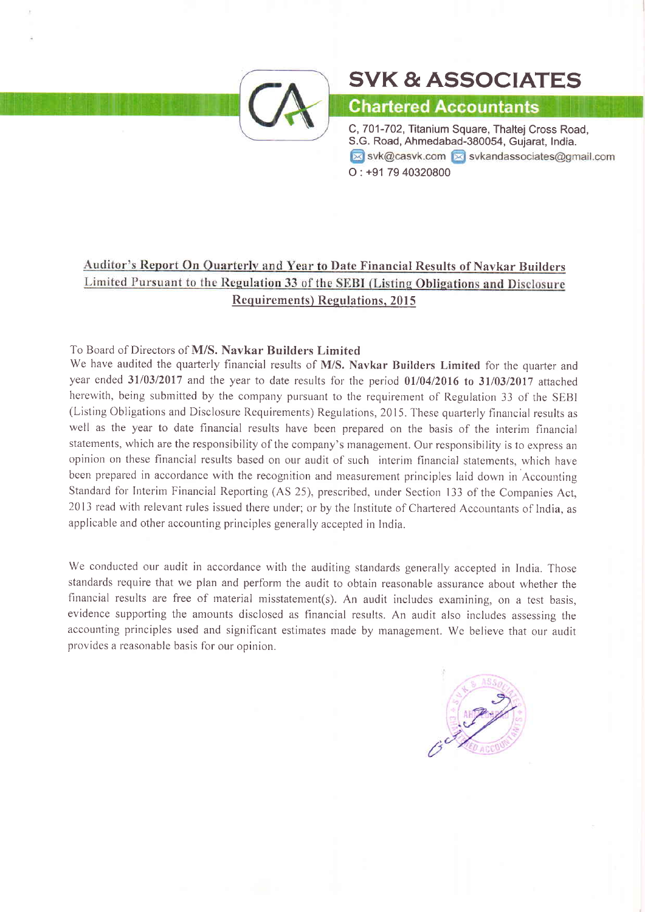# SVK & ASSOCIATES

**Chartered Accountants**

C, 701-702, Titanium Square, Thaltej Cross Road,
S.G. Road, Ahmedabad-380054, Gujarat, India.
svk@casvk.com svkandassociates@gmail.com
O : +91 79 40320800

## Auditor's Report On Quarterly and Year to Date Financial Results of Navkar Builders Limited Pursuant to the Regulation 33 of the SEBI (Listing Obligations and Disclosure Requirements) Regulations, 2015

To Board of Directors of **M/S. Navkar Builders Limited**

We have audited the quarterly financial results of **M/S. Navkar Builders Limited** for the quarter and year ended **31/03/2017** and the year to date results for the period **01/04/2016 to 31/03/2017** attached herewith, being submitted by the company pursuant to the requirement of Regulation 33 of the SEBI (Listing Obligations and Disclosure Requirements) Regulations, 2015. These quarterly financial results as well as the year to date financial results have been prepared on the basis of the interim financial statements, which are the responsibility of the company's management. Our responsibility is to express an opinion on these financial results based on our audit of such interim financial statements, which have been prepared in accordance with the recognition and measurement principles laid down in Accounting Standard for Interim Financial Reporting (AS 25), prescribed, under Section 133 of the Companies Act, 2013 read with relevant rules issued there under; or by the Institute of Chartered Accountants of India, as applicable and other accounting principles generally accepted in India.

We conducted our audit in accordance with the auditing standards generally accepted in India. Those standards require that we plan and perform the audit to obtain reasonable assurance about whether the financial results are free of material misstatement(s). An audit includes examining, on a test basis, evidence supporting the amounts disclosed as financial results. An audit also includes assessing the accounting principles used and significant estimates made by management. We believe that our audit provides a reasonable basis for our opinion.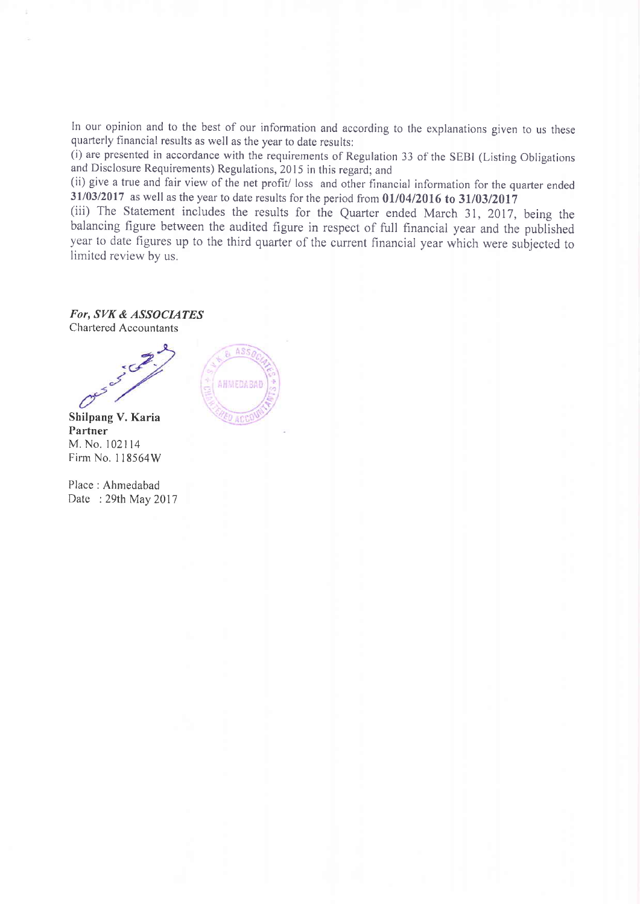In our opinion and to the best of our information and according to the explanations given to us these quarterly financial results as well as the year to date results:

(i) are presented in accordance with the requirements of Regulation 33 of the SEBI (Listing Obligations and Disclosure Requirements) Regulations, 2015 in this regard; and

(ii) give a true and fair view of the net profit/ loss and other financial information for the quarter ended **31/03/2017** as well as the year to date results for the period from **01/04/2016 to 31/03/2017**

(iii) The Statement includes the results for the Quarter ended March 31, 2017, being the balancing figure between the audited figure in respect of full financial year and the published year to date figures up to the third quarter of the current financial year which were subjected to limited review by us.

***For, SVK & ASSOCIATES***
Chartered Accountants

**Shilpang V. Karia**
**Partner**
M. No. 102114
Firm No. 118564W

Place : Ahmedabad
Date : 29th May 2017